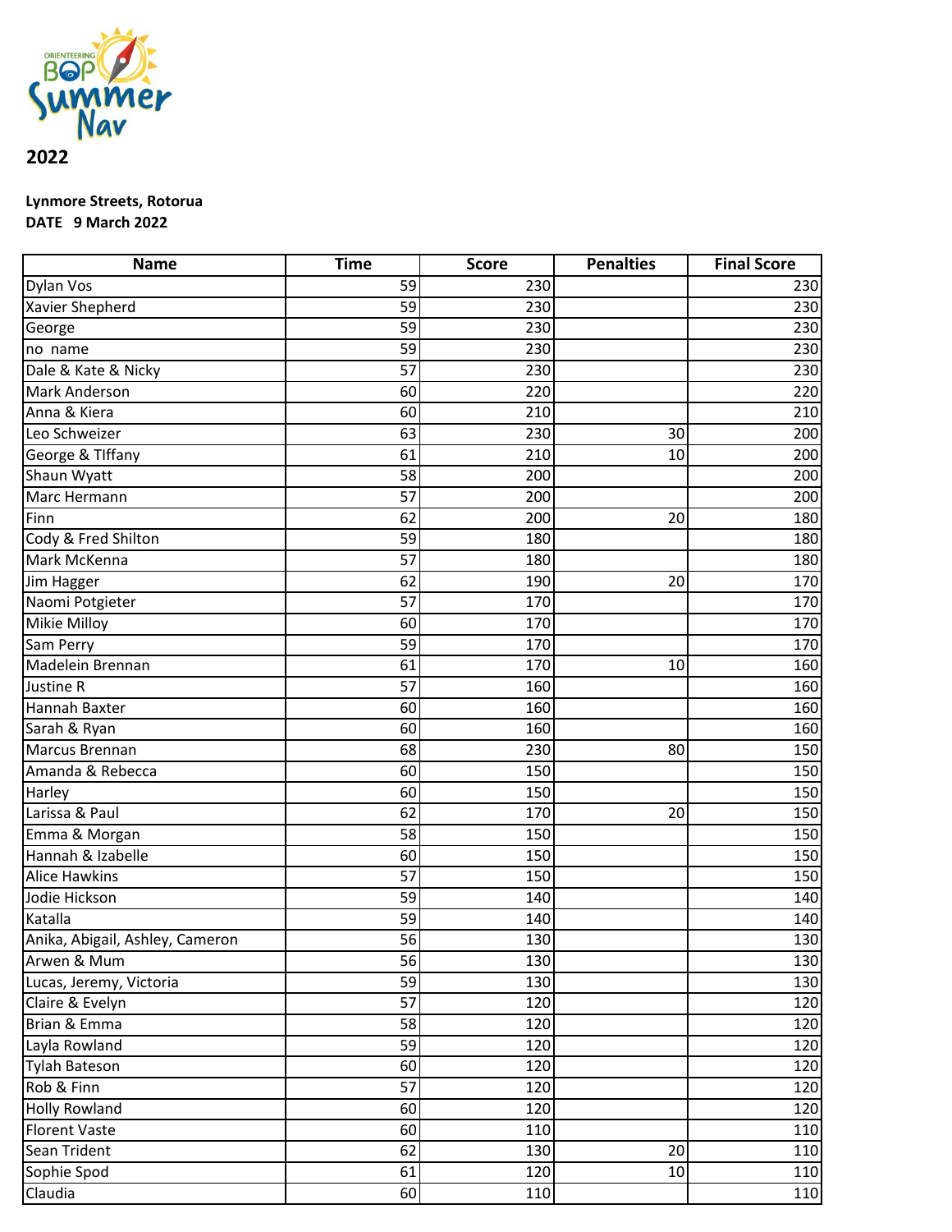ORIENTEERING BOP Summer Nav

**2022**

**Lynmore Streets, Rotorua**
**DATE 9 March 2022**

| Name | Time | Score | Penalties | Final Score |
|---|---|---|---|---|
| Dylan Vos | 59 | 230 | | 230 |
| Xavier Shepherd | 59 | 230 | | 230 |
| George | 59 | 230 | | 230 |
| no name | 59 | 230 | | 230 |
| Dale & Kate & Nicky | 57 | 230 | | 230 |
| Mark Anderson | 60 | 220 | | 220 |
| Anna & Kiera | 60 | 210 | | 210 |
| Leo Schweizer | 63 | 230 | 30 | 200 |
| George & TIffany | 61 | 210 | 10 | 200 |
| Shaun Wyatt | 58 | 200 | | 200 |
| Marc Hermann | 57 | 200 | | 200 |
| Finn | 62 | 200 | 20 | 180 |
| Cody & Fred Shilton | 59 | 180 | | 180 |
| Mark McKenna | 57 | 180 | | 180 |
| Jim Hagger | 62 | 190 | 20 | 170 |
| Naomi Potgieter | 57 | 170 | | 170 |
| Mikie Milloy | 60 | 170 | | 170 |
| Sam Perry | 59 | 170 | | 170 |
| Madelein Brennan | 61 | 170 | 10 | 160 |
| Justine R | 57 | 160 | | 160 |
| Hannah Baxter | 60 | 160 | | 160 |
| Sarah & Ryan | 60 | 160 | | 160 |
| Marcus Brennan | 68 | 230 | 80 | 150 |
| Amanda & Rebecca | 60 | 150 | | 150 |
| Harley | 60 | 150 | | 150 |
| Larissa & Paul | 62 | 170 | 20 | 150 |
| Emma & Morgan | 58 | 150 | | 150 |
| Hannah & Izabelle | 60 | 150 | | 150 |
| Alice Hawkins | 57 | 150 | | 150 |
| Jodie Hickson | 59 | 140 | | 140 |
| Katalla | 59 | 140 | | 140 |
| Anika, Abigail, Ashley, Cameron | 56 | 130 | | 130 |
| Arwen & Mum | 56 | 130 | | 130 |
| Lucas, Jeremy, Victoria | 59 | 130 | | 130 |
| Claire & Evelyn | 57 | 120 | | 120 |
| Brian & Emma | 58 | 120 | | 120 |
| Layla Rowland | 59 | 120 | | 120 |
| Tylah Bateson | 60 | 120 | | 120 |
| Rob & Finn | 57 | 120 | | 120 |
| Holly Rowland | 60 | 120 | | 120 |
| Florent Vaste | 60 | 110 | | 110 |
| Sean Trident | 62 | 130 | 20 | 110 |
| Sophie Spod | 61 | 120 | 10 | 110 |
| Claudia | 60 | 110 | | 110 |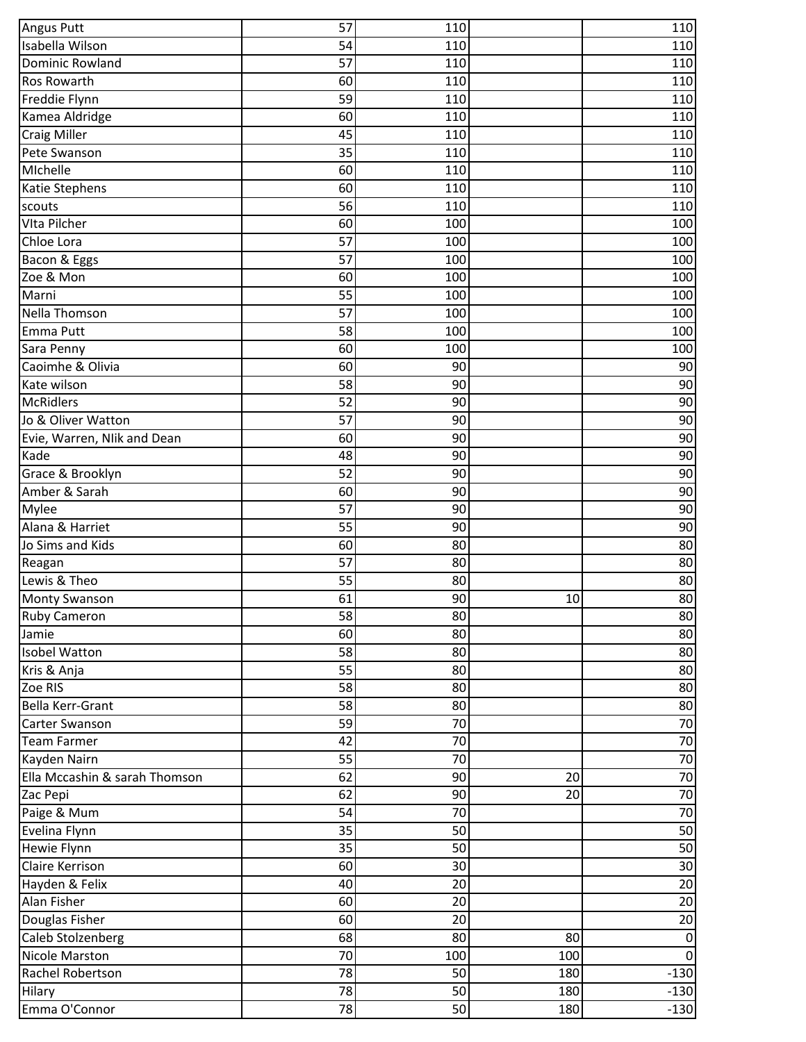| | | | | |
|---|---|---|---|---|
| Angus Putt | 57 | 110 | | 110 |
| Isabella Wilson | 54 | 110 | | 110 |
| Dominic Rowland | 57 | 110 | | 110 |
| Ros Rowarth | 60 | 110 | | 110 |
| Freddie Flynn | 59 | 110 | | 110 |
| Kamea Aldridge | 60 | 110 | | 110 |
| Craig Miller | 45 | 110 | | 110 |
| Pete Swanson | 35 | 110 | | 110 |
| MIchelle | 60 | 110 | | 110 |
| Katie Stephens | 60 | 110 | | 110 |
| scouts | 56 | 110 | | 110 |
| VIta Pilcher | 60 | 100 | | 100 |
| Chloe Lora | 57 | 100 | | 100 |
| Bacon & Eggs | 57 | 100 | | 100 |
| Zoe & Mon | 60 | 100 | | 100 |
| Marni | 55 | 100 | | 100 |
| Nella Thomson | 57 | 100 | | 100 |
| Emma Putt | 58 | 100 | | 100 |
| Sara Penny | 60 | 100 | | 100 |
| Caoimhe & Olivia | 60 | 90 | | 90 |
| Kate wilson | 58 | 90 | | 90 |
| McRidlers | 52 | 90 | | 90 |
| Jo & Oliver Watton | 57 | 90 | | 90 |
| Evie, Warren, NIik and Dean | 60 | 90 | | 90 |
| Kade | 48 | 90 | | 90 |
| Grace & Brooklyn | 52 | 90 | | 90 |
| Amber & Sarah | 60 | 90 | | 90 |
| Mylee | 57 | 90 | | 90 |
| Alana & Harriet | 55 | 90 | | 90 |
| Jo Sims and Kids | 60 | 80 | | 80 |
| Reagan | 57 | 80 | | 80 |
| Lewis & Theo | 55 | 80 | | 80 |
| Monty Swanson | 61 | 90 | 10 | 80 |
| Ruby Cameron | 58 | 80 | | 80 |
| Jamie | 60 | 80 | | 80 |
| Isobel Watton | 58 | 80 | | 80 |
| Kris & Anja | 55 | 80 | | 80 |
| Zoe RIS | 58 | 80 | | 80 |
| Bella Kerr-Grant | 58 | 80 | | 80 |
| Carter Swanson | 59 | 70 | | 70 |
| Team Farmer | 42 | 70 | | 70 |
| Kayden Nairn | 55 | 70 | | 70 |
| Ella Mccashin & sarah Thomson | 62 | 90 | 20 | 70 |
| Zac Pepi | 62 | 90 | 20 | 70 |
| Paige & Mum | 54 | 70 | | 70 |
| Evelina Flynn | 35 | 50 | | 50 |
| Hewie Flynn | 35 | 50 | | 50 |
| Claire Kerrison | 60 | 30 | | 30 |
| Hayden & Felix | 40 | 20 | | 20 |
| Alan Fisher | 60 | 20 | | 20 |
| Douglas Fisher | 60 | 20 | | 20 |
| Caleb Stolzenberg | 68 | 80 | 80 | 0 |
| Nicole Marston | 70 | 100 | 100 | 0 |
| Rachel Robertson | 78 | 50 | 180 | -130 |
| Hilary | 78 | 50 | 180 | -130 |
| Emma O'Connor | 78 | 50 | 180 | -130 |